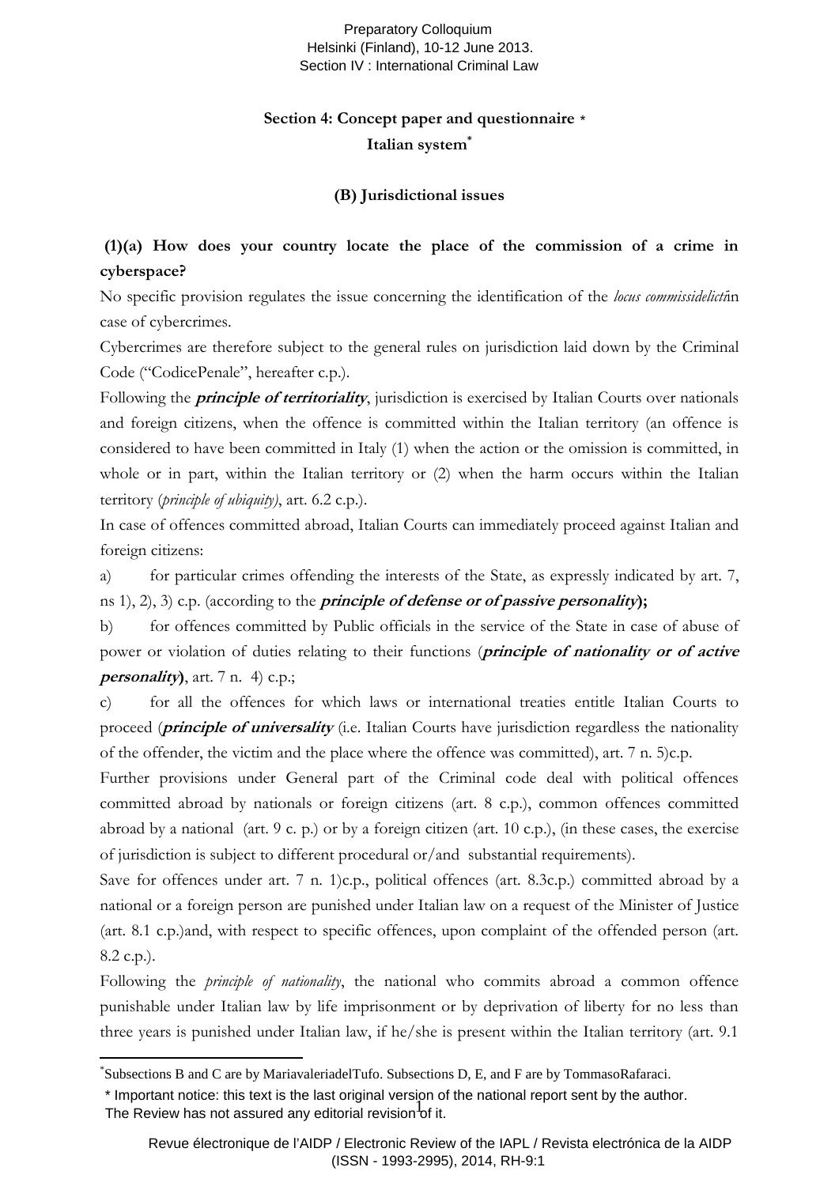## Section 4: Concept paper and questionnaire *

## Italian system[*]

### (B) Jurisdictional issues

**(1)(a) How does your country locate the place of the commission of a crime in cyberspace?**

No specific provision regulates the issue concerning the identification of the *locus commissidelicti*in case of cybercrimes.

Cybercrimes are therefore subject to the general rules on jurisdiction laid down by the Criminal Code ("CodicePenale", hereafter c.p.).

Following the ***principle of territoriality***, jurisdiction is exercised by Italian Courts over nationals and foreign citizens, when the offence is committed within the Italian territory (an offence is considered to have been committed in Italy (1) when the action or the omission is committed, in whole or in part, within the Italian territory or (2) when the harm occurs within the Italian territory (*principle of ubiquity)*, art. 6.2 c.p.).

In case of offences committed abroad, Italian Courts can immediately proceed against Italian and foreign citizens:

a) for particular crimes offending the interests of the State, as expressly indicated by art. 7, ns 1), 2), 3) c.p. (according to the ***principle of defense or of passive personality*)**;

b) for offences committed by Public officials in the service of the State in case of abuse of power or violation of duties relating to their functions (***principle of nationality or of active personality*)**, art. 7 n. 4) c.p.;

c) for all the offences for which laws or international treaties entitle Italian Courts to proceed (***principle of universality*** (i.e. Italian Courts have jurisdiction regardless the nationality of the offender, the victim and the place where the offence was committed), art. 7 n. 5)c.p.

Further provisions under General part of the Criminal code deal with political offences committed abroad by nationals or foreign citizens (art. 8 c.p.), common offences committed abroad by a national (art. 9 c. p.) or by a foreign citizen (art. 10 c.p.), (in these cases, the exercise of jurisdiction is subject to different procedural or/and substantial requirements).

Save for offences under art. 7 n. 1)c.p., political offences (art. 8.3c.p.) committed abroad by a national or a foreign person are punished under Italian law on a request of the Minister of Justice (art. 8.1 c.p.)and, with respect to specific offences, upon complaint of the offended person (art. 8.2 c.p.).

Following the *principle of nationality*, the national who commits abroad a common offence punishable under Italian law by life imprisonment or by deprivation of liberty for no less than three years is punished under Italian law, if he/she is present within the Italian territory (art. 9.1

---

[*]Subsections B and C are by MariavaleriadelTufo. Subsections D, E, and F are by TommasoRafaraci.

\* Important notice: this text is the last original version of the national report sent by the author. The Review has not assured any editorial revision of it.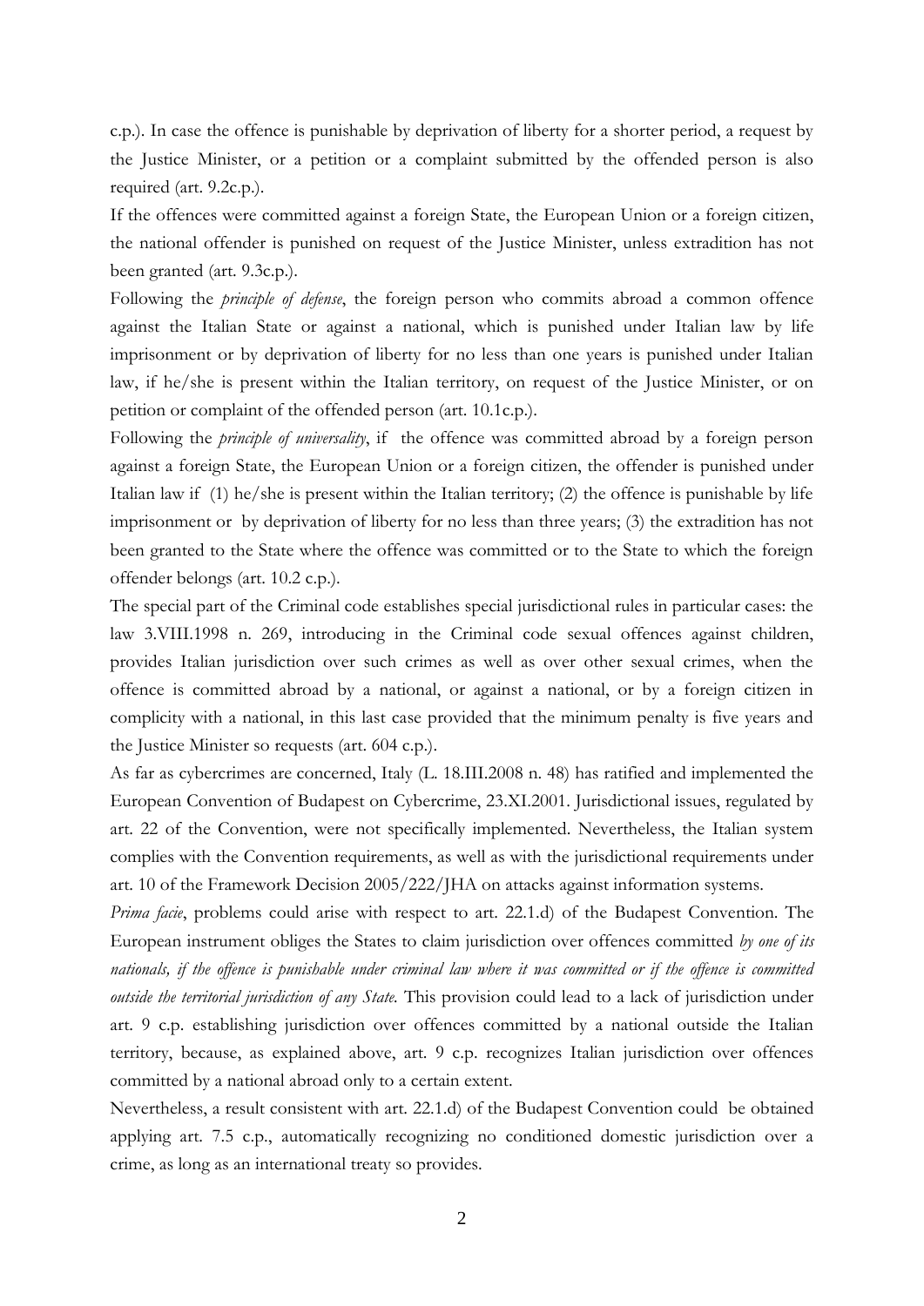c.p.). In case the offence is punishable by deprivation of liberty for a shorter period, a request by the Justice Minister, or a petition or a complaint submitted by the offended person is also required (art. 9.2c.p.).

If the offences were committed against a foreign State, the European Union or a foreign citizen, the national offender is punished on request of the Justice Minister, unless extradition has not been granted (art. 9.3c.p.).

Following the *principle of defense*, the foreign person who commits abroad a common offence against the Italian State or against a national, which is punished under Italian law by life imprisonment or by deprivation of liberty for no less than one years is punished under Italian law, if he/she is present within the Italian territory, on request of the Justice Minister, or on petition or complaint of the offended person (art. 10.1c.p.).

Following the *principle of universality*, if the offence was committed abroad by a foreign person against a foreign State, the European Union or a foreign citizen, the offender is punished under Italian law if (1) he/she is present within the Italian territory; (2) the offence is punishable by life imprisonment or by deprivation of liberty for no less than three years; (3) the extradition has not been granted to the State where the offence was committed or to the State to which the foreign offender belongs (art. 10.2 c.p.).

The special part of the Criminal code establishes special jurisdictional rules in particular cases: the law 3.VIII.1998 n. 269, introducing in the Criminal code sexual offences against children, provides Italian jurisdiction over such crimes as well as over other sexual crimes, when the offence is committed abroad by a national, or against a national, or by a foreign citizen in complicity with a national, in this last case provided that the minimum penalty is five years and the Justice Minister so requests (art. 604 c.p.).

As far as cybercrimes are concerned, Italy (L. 18.III.2008 n. 48) has ratified and implemented the European Convention of Budapest on Cybercrime, 23.XI.2001. Jurisdictional issues, regulated by art. 22 of the Convention, were not specifically implemented. Nevertheless, the Italian system complies with the Convention requirements, as well as with the jurisdictional requirements under art. 10 of the Framework Decision 2005/222/JHA on attacks against information systems.

*Prima facie*, problems could arise with respect to art. 22.1.d) of the Budapest Convention. The European instrument obliges the States to claim jurisdiction over offences committed *by one of its nationals, if the offence is punishable under criminal law where it was committed or if the offence is committed outside the territorial jurisdiction of any State.* This provision could lead to a lack of jurisdiction under art. 9 c.p. establishing jurisdiction over offences committed by a national outside the Italian territory, because, as explained above, art. 9 c.p. recognizes Italian jurisdiction over offences committed by a national abroad only to a certain extent.

Nevertheless, a result consistent with art. 22.1.d) of the Budapest Convention could be obtained applying art. 7.5 c.p., automatically recognizing no conditioned domestic jurisdiction over a crime, as long as an international treaty so provides.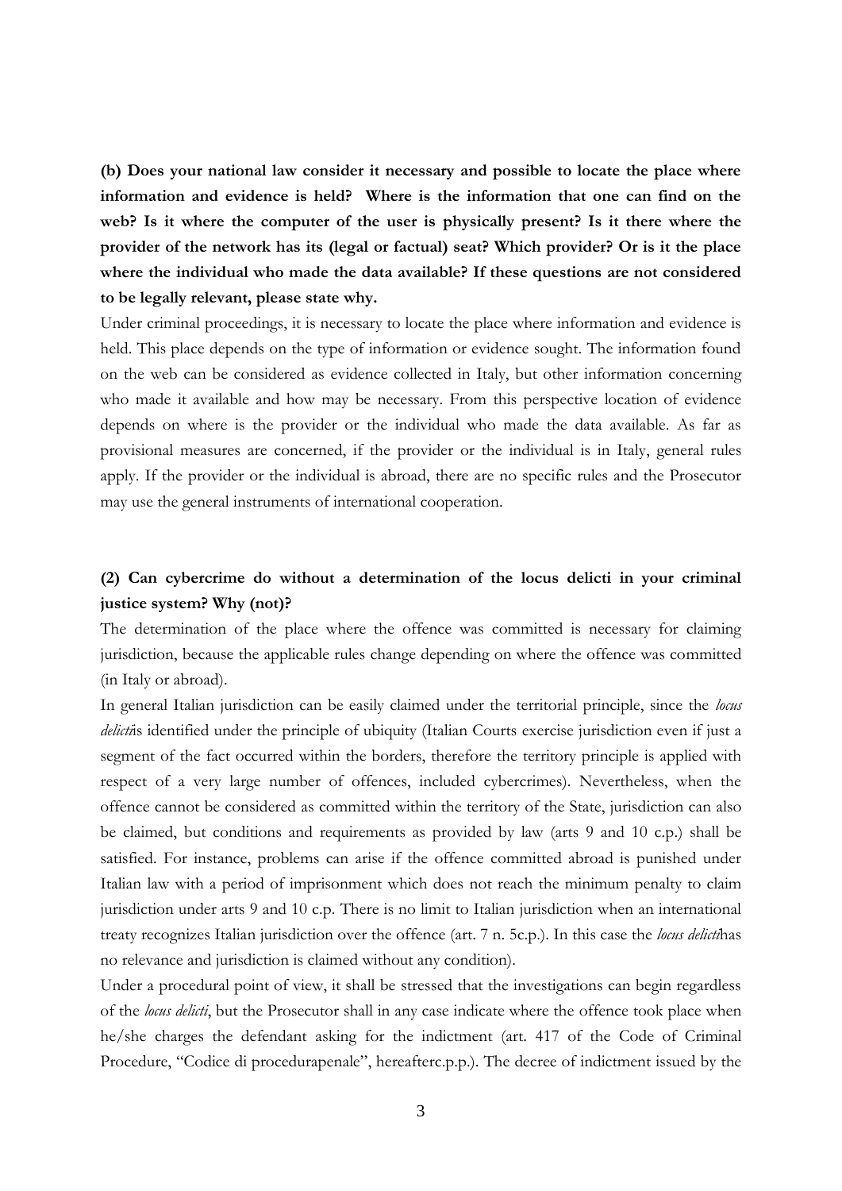**(b) Does your national law consider it necessary and possible to locate the place where information and evidence is held? Where is the information that one can find on the web? Is it where the computer of the user is physically present? Is it there where the provider of the network has its (legal or factual) seat? Which provider? Or is it the place where the individual who made the data available? If these questions are not considered to be legally relevant, please state why.**

Under criminal proceedings, it is necessary to locate the place where information and evidence is held. This place depends on the type of information or evidence sought. The information found on the web can be considered as evidence collected in Italy, but other information concerning who made it available and how may be necessary. From this perspective location of evidence depends on where is the provider or the individual who made the data available. As far as provisional measures are concerned, if the provider or the individual is in Italy, general rules apply. If the provider or the individual is abroad, there are no specific rules and the Prosecutor may use the general instruments of international cooperation.

**(2) Can cybercrime do without a determination of the locus delicti in your criminal justice system? Why (not)?**

The determination of the place where the offence was committed is necessary for claiming jurisdiction, because the applicable rules change depending on where the offence was committed (in Italy or abroad).

In general Italian jurisdiction can be easily claimed under the territorial principle, since the *locus delicti*is identified under the principle of ubiquity (Italian Courts exercise jurisdiction even if just a segment of the fact occurred within the borders, therefore the territory principle is applied with respect of a very large number of offences, included cybercrimes). Nevertheless, when the offence cannot be considered as committed within the territory of the State, jurisdiction can also be claimed, but conditions and requirements as provided by law (arts 9 and 10 c.p.) shall be satisfied. For instance, problems can arise if the offence committed abroad is punished under Italian law with a period of imprisonment which does not reach the minimum penalty to claim jurisdiction under arts 9 and 10 c.p. There is no limit to Italian jurisdiction when an international treaty recognizes Italian jurisdiction over the offence (art. 7 n. 5c.p.). In this case the *locus delicti*has no relevance and jurisdiction is claimed without any condition).

Under a procedural point of view, it shall be stressed that the investigations can begin regardless of the *locus delicti*, but the Prosecutor shall in any case indicate where the offence took place when he/she charges the defendant asking for the indictment (art. 417 of the Code of Criminal Procedure, "Codice di procedurapenale", hereafterc.p.p.). The decree of indictment issued by the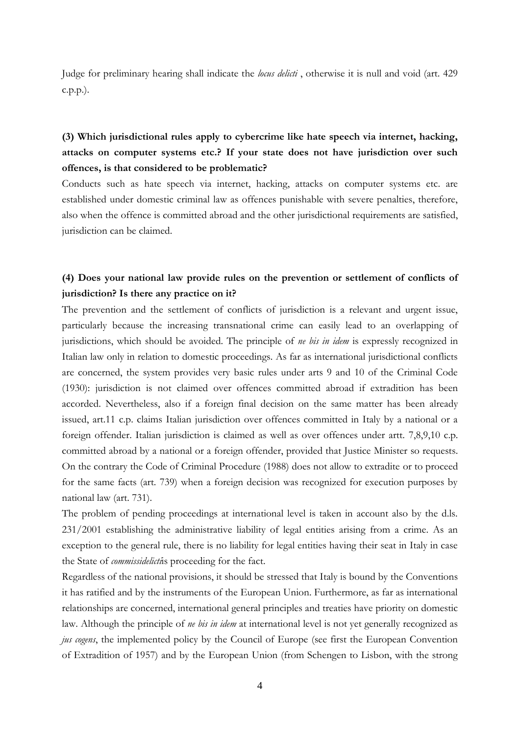Judge for preliminary hearing shall indicate the *locus delicti* , otherwise it is null and void (art. 429 c.p.p.).

**(3) Which jurisdictional rules apply to cybercrime like hate speech via internet, hacking, attacks on computer systems etc.? If your state does not have jurisdiction over such offences, is that considered to be problematic?**

Conducts such as hate speech via internet, hacking, attacks on computer systems etc. are established under domestic criminal law as offences punishable with severe penalties, therefore, also when the offence is committed abroad and the other jurisdictional requirements are satisfied, jurisdiction can be claimed.

**(4) Does your national law provide rules on the prevention or settlement of conflicts of jurisdiction? Is there any practice on it?**

The prevention and the settlement of conflicts of jurisdiction is a relevant and urgent issue, particularly because the increasing transnational crime can easily lead to an overlapping of jurisdictions, which should be avoided. The principle of *ne bis in idem* is expressly recognized in Italian law only in relation to domestic proceedings. As far as international jurisdictional conflicts are concerned, the system provides very basic rules under arts 9 and 10 of the Criminal Code (1930): jurisdiction is not claimed over offences committed abroad if extradition has been accorded. Nevertheless, also if a foreign final decision on the same matter has been already issued, art.11 c.p. claims Italian jurisdiction over offences committed in Italy by a national or a foreign offender. Italian jurisdiction is claimed as well as over offences under artt. 7,8,9,10 c.p. committed abroad by a national or a foreign offender, provided that Justice Minister so requests. On the contrary the Code of Criminal Procedure (1988) does not allow to extradite or to proceed for the same facts (art. 739) when a foreign decision was recognized for execution purposes by national law (art. 731).

The problem of pending proceedings at international level is taken in account also by the d.ls. 231/2001 establishing the administrative liability of legal entities arising from a crime. As an exception to the general rule, there is no liability for legal entities having their seat in Italy in case the State of *commissidelicti*is proceeding for the fact.

Regardless of the national provisions, it should be stressed that Italy is bound by the Conventions it has ratified and by the instruments of the European Union. Furthermore, as far as international relationships are concerned, international general principles and treaties have priority on domestic law. Although the principle of *ne bis in idem* at international level is not yet generally recognized as *jus cogens*, the implemented policy by the Council of Europe (see first the European Convention of Extradition of 1957) and by the European Union (from Schengen to Lisbon, with the strong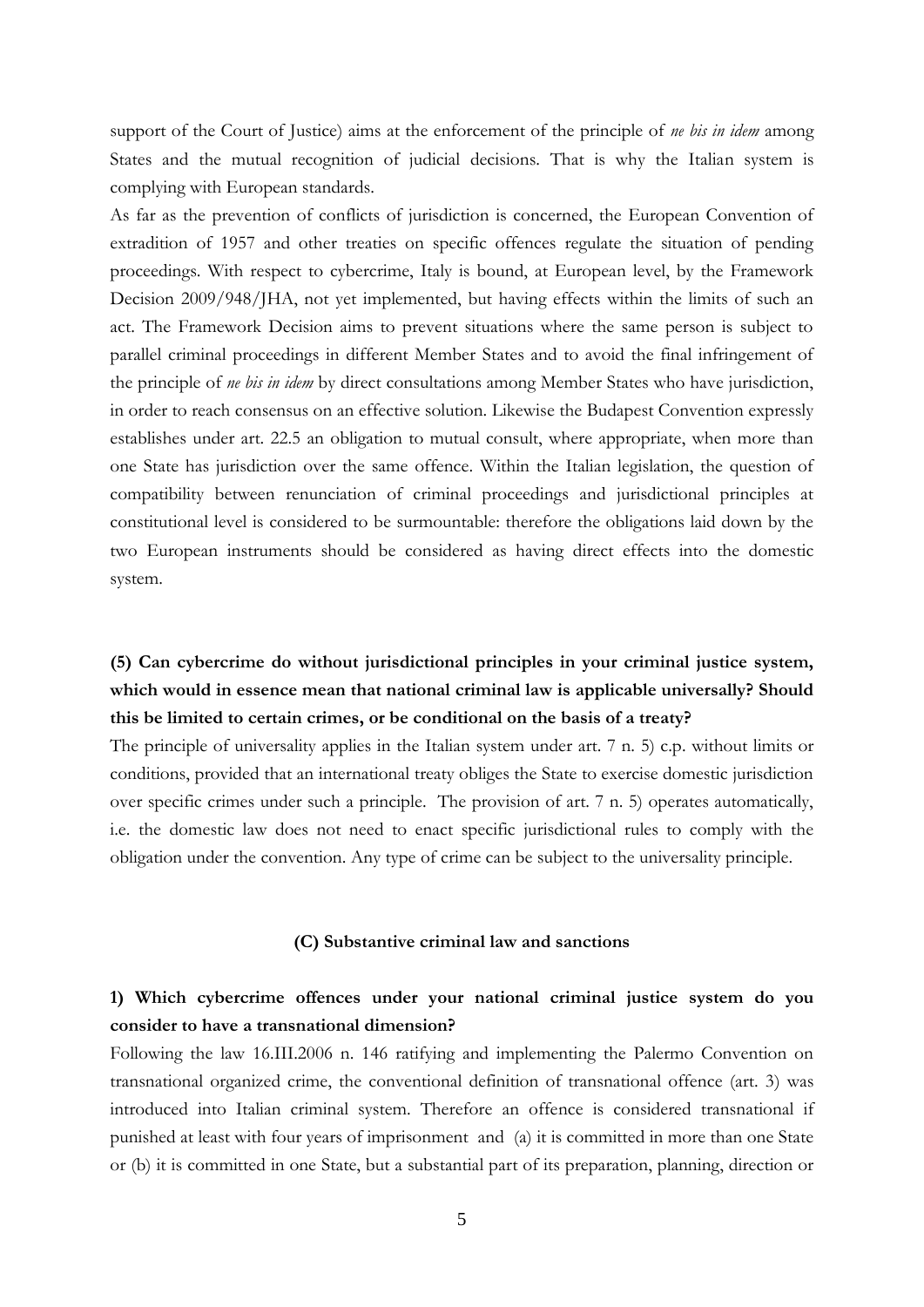support of the Court of Justice) aims at the enforcement of the principle of *ne bis in idem* among States and the mutual recognition of judicial decisions. That is why the Italian system is complying with European standards.

As far as the prevention of conflicts of jurisdiction is concerned, the European Convention of extradition of 1957 and other treaties on specific offences regulate the situation of pending proceedings. With respect to cybercrime, Italy is bound, at European level, by the Framework Decision 2009/948/JHA, not yet implemented, but having effects within the limits of such an act. The Framework Decision aims to prevent situations where the same person is subject to parallel criminal proceedings in different Member States and to avoid the final infringement of the principle of *ne bis in idem* by direct consultations among Member States who have jurisdiction, in order to reach consensus on an effective solution. Likewise the Budapest Convention expressly establishes under art. 22.5 an obligation to mutual consult, where appropriate, when more than one State has jurisdiction over the same offence. Within the Italian legislation, the question of compatibility between renunciation of criminal proceedings and jurisdictional principles at constitutional level is considered to be surmountable: therefore the obligations laid down by the two European instruments should be considered as having direct effects into the domestic system.

**(5) Can cybercrime do without jurisdictional principles in your criminal justice system, which would in essence mean that national criminal law is applicable universally? Should this be limited to certain crimes, or be conditional on the basis of a treaty?**

The principle of universality applies in the Italian system under art. 7 n. 5) c.p. without limits or conditions, provided that an international treaty obliges the State to exercise domestic jurisdiction over specific crimes under such a principle. The provision of art. 7 n. 5) operates automatically, i.e. the domestic law does not need to enact specific jurisdictional rules to comply with the obligation under the convention. Any type of crime can be subject to the universality principle.

## (C) Substantive criminal law and sanctions

**1) Which cybercrime offences under your national criminal justice system do you consider to have a transnational dimension?**

Following the law 16.III.2006 n. 146 ratifying and implementing the Palermo Convention on transnational organized crime, the conventional definition of transnational offence (art. 3) was introduced into Italian criminal system. Therefore an offence is considered transnational if punished at least with four years of imprisonment and (a) it is committed in more than one State or (b) it is committed in one State, but a substantial part of its preparation, planning, direction or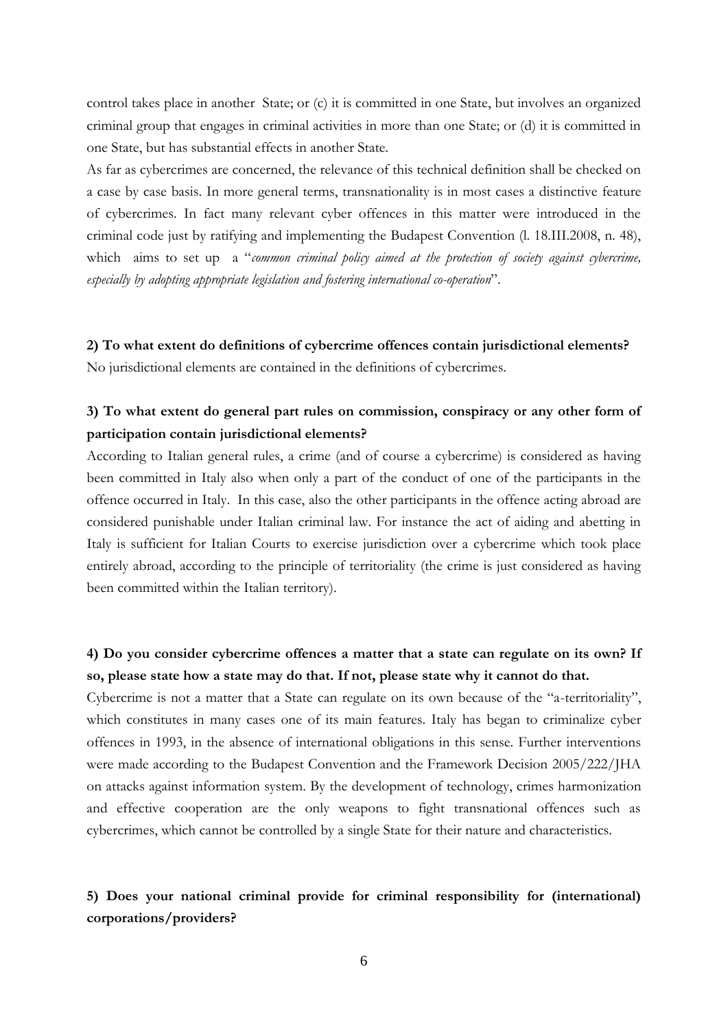control takes place in another State; or (c) it is committed in one State, but involves an organized criminal group that engages in criminal activities in more than one State; or (d) it is committed in one State, but has substantial effects in another State.

As far as cybercrimes are concerned, the relevance of this technical definition shall be checked on a case by case basis. In more general terms, transnationality is in most cases a distinctive feature of cybercrimes. In fact many relevant cyber offences in this matter were introduced in the criminal code just by ratifying and implementing the Budapest Convention (l. 18.III.2008, n. 48), which aims to set up a "*common criminal policy aimed at the protection of society against cybercrime, especially by adopting appropriate legislation and fostering international co-operation*".

**2) To what extent do definitions of cybercrime offences contain jurisdictional elements?**

No jurisdictional elements are contained in the definitions of cybercrimes.

**3) To what extent do general part rules on commission, conspiracy or any other form of participation contain jurisdictional elements?**

According to Italian general rules, a crime (and of course a cybercrime) is considered as having been committed in Italy also when only a part of the conduct of one of the participants in the offence occurred in Italy. In this case, also the other participants in the offence acting abroad are considered punishable under Italian criminal law. For instance the act of aiding and abetting in Italy is sufficient for Italian Courts to exercise jurisdiction over a cybercrime which took place entirely abroad, according to the principle of territoriality (the crime is just considered as having been committed within the Italian territory).

**4) Do you consider cybercrime offences a matter that a state can regulate on its own? If so, please state how a state may do that. If not, please state why it cannot do that.**

Cybercrime is not a matter that a State can regulate on its own because of the "a-territoriality", which constitutes in many cases one of its main features. Italy has began to criminalize cyber offences in 1993, in the absence of international obligations in this sense. Further interventions were made according to the Budapest Convention and the Framework Decision 2005/222/JHA on attacks against information system. By the development of technology, crimes harmonization and effective cooperation are the only weapons to fight transnational offences such as cybercrimes, which cannot be controlled by a single State for their nature and characteristics.

**5) Does your national criminal provide for criminal responsibility for (international) corporations/providers?**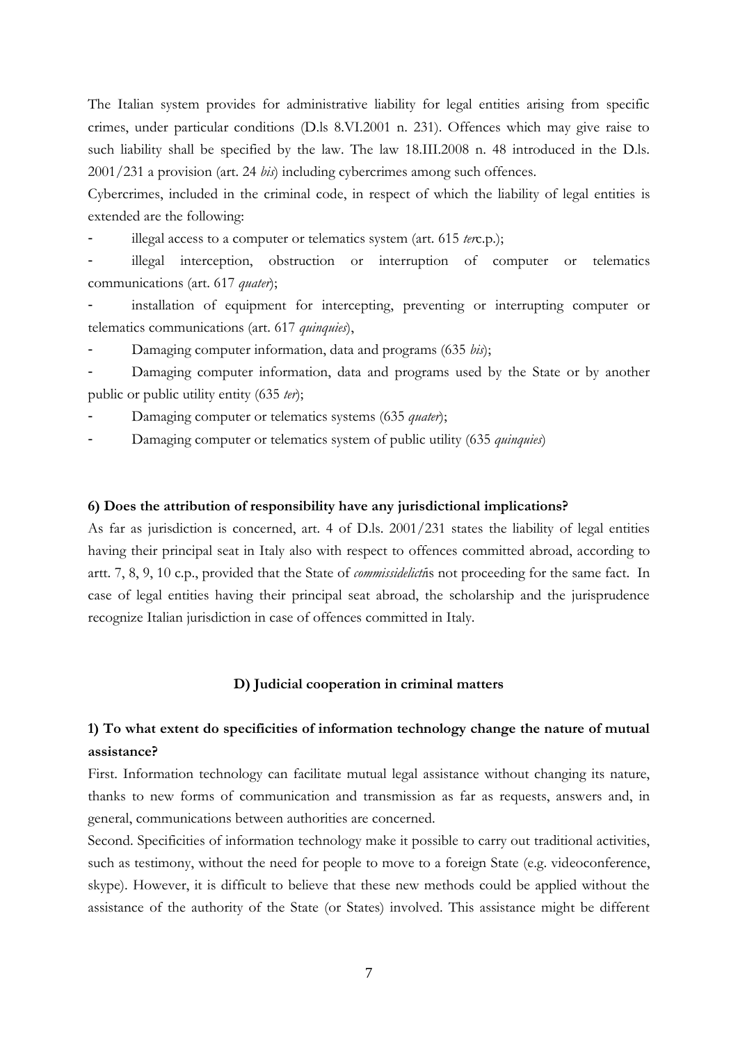The Italian system provides for administrative liability for legal entities arising from specific crimes, under particular conditions (D.ls 8.VI.2001 n. 231). Offences which may give raise to such liability shall be specified by the law. The law 18.III.2008 n. 48 introduced in the D.ls. 2001/231 a provision (art. 24 *bis*) including cybercrimes among such offences.

Cybercrimes, included in the criminal code, in respect of which the liability of legal entities is extended are the following:

- illegal access to a computer or telematics system (art. 615 *ter*c.p.);
- illegal interception, obstruction or interruption of computer or telematics communications (art. 617 *quater*);
- installation of equipment for intercepting, preventing or interrupting computer or telematics communications (art. 617 *quinquies*),
- Damaging computer information, data and programs (635 *bis*);
- Damaging computer information, data and programs used by the State or by another public or public utility entity (635 *ter*);
- Damaging computer or telematics systems (635 *quater*);
- Damaging computer or telematics system of public utility (635 *quinquies*)

**6) Does the attribution of responsibility have any jurisdictional implications?**

As far as jurisdiction is concerned, art. 4 of D.ls. 2001/231 states the liability of legal entities having their principal seat in Italy also with respect to offences committed abroad, according to artt. 7, 8, 9, 10 c.p., provided that the State of *commissidelicti*is not proceeding for the same fact. In case of legal entities having their principal seat abroad, the scholarship and the jurisprudence recognize Italian jurisdiction in case of offences committed in Italy.

## D) Judicial cooperation in criminal matters

**1) To what extent do specificities of information technology change the nature of mutual assistance?**

First. Information technology can facilitate mutual legal assistance without changing its nature, thanks to new forms of communication and transmission as far as requests, answers and, in general, communications between authorities are concerned.

Second. Specificities of information technology make it possible to carry out traditional activities, such as testimony, without the need for people to move to a foreign State (e.g. videoconference, skype). However, it is difficult to believe that these new methods could be applied without the assistance of the authority of the State (or States) involved. This assistance might be different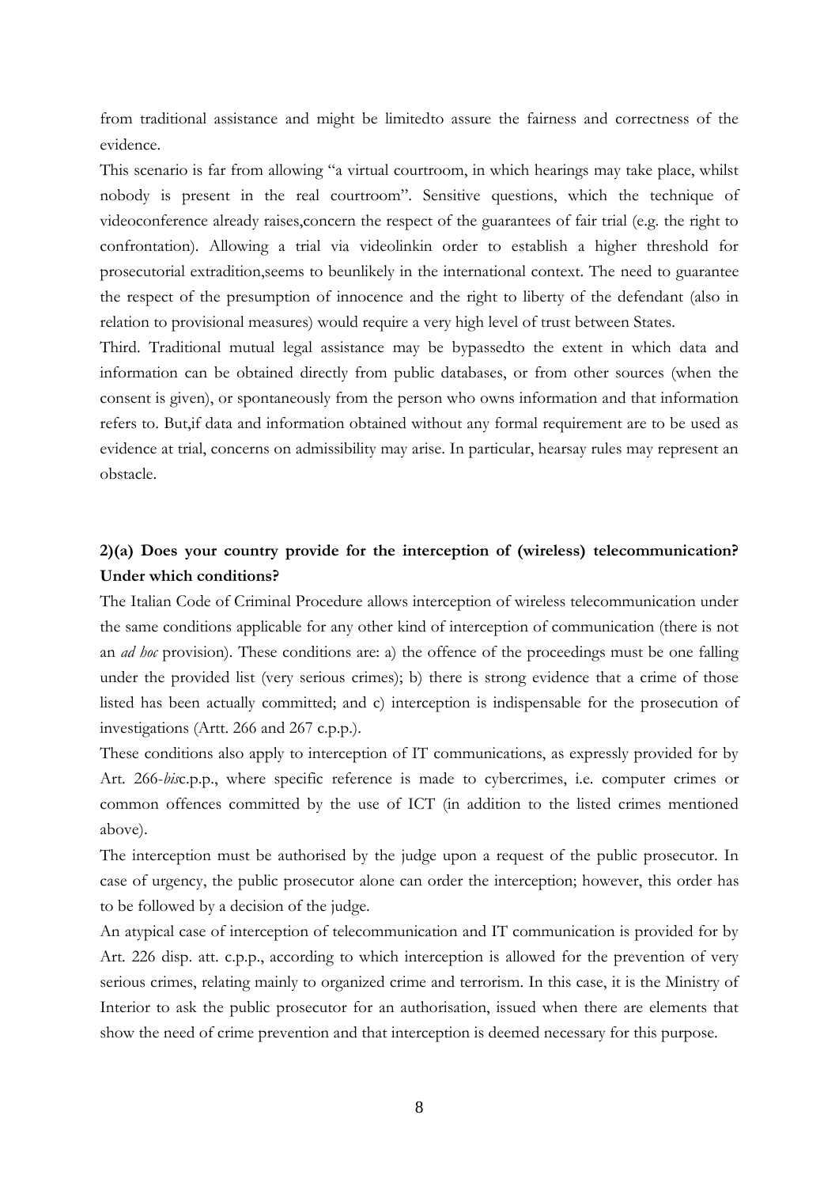from traditional assistance and might be limitedto assure the fairness and correctness of the evidence.

This scenario is far from allowing "a virtual courtroom, in which hearings may take place, whilst nobody is present in the real courtroom". Sensitive questions, which the technique of videoconference already raises,concern the respect of the guarantees of fair trial (e.g. the right to confrontation). Allowing a trial via videolinkin order to establish a higher threshold for prosecutorial extradition,seems to beunlikely in the international context. The need to guarantee the respect of the presumption of innocence and the right to liberty of the defendant (also in relation to provisional measures) would require a very high level of trust between States.

Third. Traditional mutual legal assistance may be bypassedto the extent in which data and information can be obtained directly from public databases, or from other sources (when the consent is given), or spontaneously from the person who owns information and that information refers to. But,if data and information obtained without any formal requirement are to be used as evidence at trial, concerns on admissibility may arise. In particular, hearsay rules may represent an obstacle.

**2)(a) Does your country provide for the interception of (wireless) telecommunication? Under which conditions?**

The Italian Code of Criminal Procedure allows interception of wireless telecommunication under the same conditions applicable for any other kind of interception of communication (there is not an *ad hoc* provision). These conditions are: a) the offence of the proceedings must be one falling under the provided list (very serious crimes); b) there is strong evidence that a crime of those listed has been actually committed; and c) interception is indispensable for the prosecution of investigations (Artt. 266 and 267 c.p.p.).

These conditions also apply to interception of IT communications, as expressly provided for by Art. 266-*bis*c.p.p., where specific reference is made to cybercrimes, i.e. computer crimes or common offences committed by the use of ICT (in addition to the listed crimes mentioned above).

The interception must be authorised by the judge upon a request of the public prosecutor. In case of urgency, the public prosecutor alone can order the interception; however, this order has to be followed by a decision of the judge.

An atypical case of interception of telecommunication and IT communication is provided for by Art. 226 disp. att. c.p.p., according to which interception is allowed for the prevention of very serious crimes, relating mainly to organized crime and terrorism. In this case, it is the Ministry of Interior to ask the public prosecutor for an authorisation, issued when there are elements that show the need of crime prevention and that interception is deemed necessary for this purpose.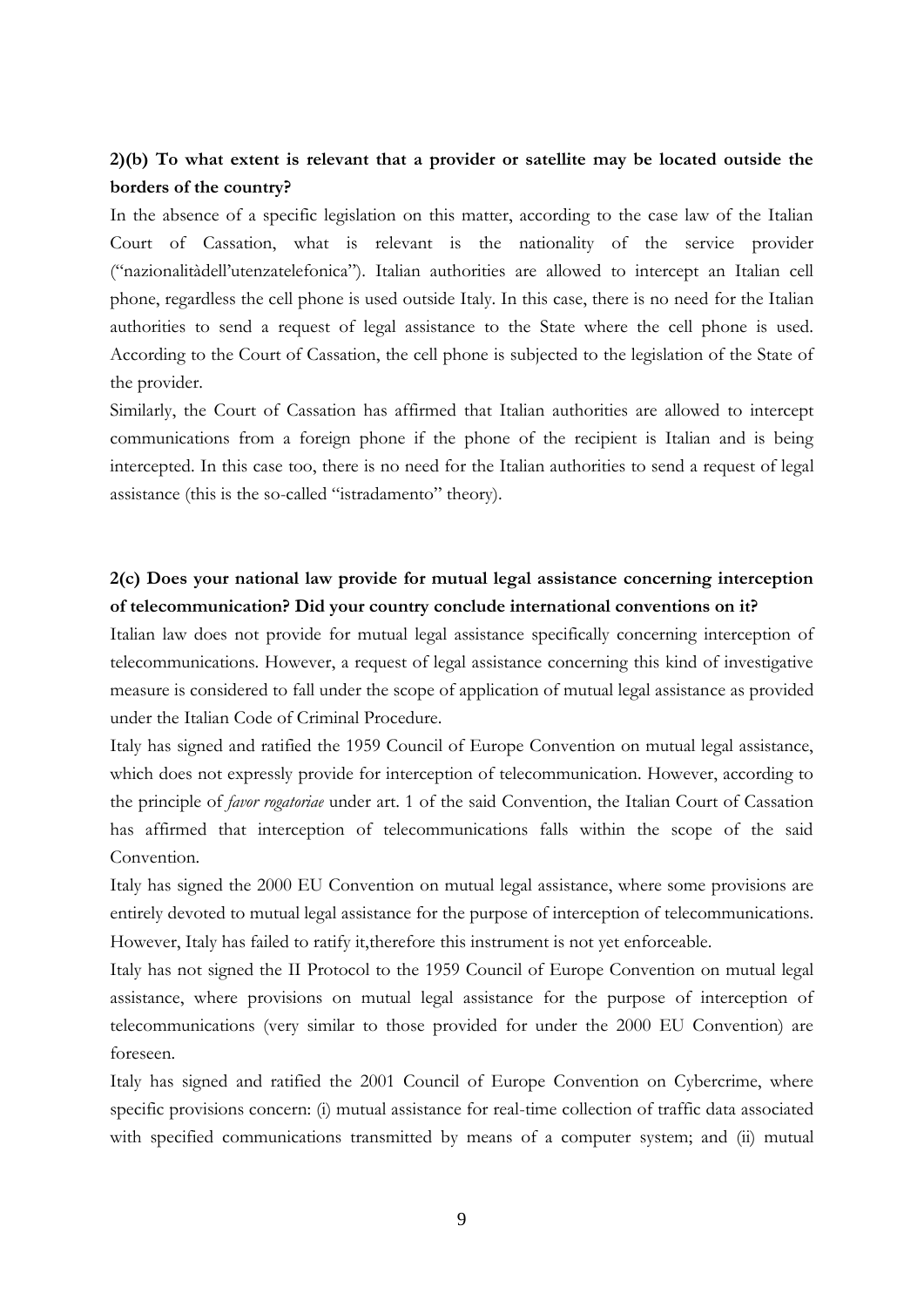**2)(b) To what extent is relevant that a provider or satellite may be located outside the borders of the country?**

In the absence of a specific legislation on this matter, according to the case law of the Italian Court of Cassation, what is relevant is the nationality of the service provider ("nazionalitàdell'utenzatelefonica"). Italian authorities are allowed to intercept an Italian cell phone, regardless the cell phone is used outside Italy. In this case, there is no need for the Italian authorities to send a request of legal assistance to the State where the cell phone is used. According to the Court of Cassation, the cell phone is subjected to the legislation of the State of the provider.

Similarly, the Court of Cassation has affirmed that Italian authorities are allowed to intercept communications from a foreign phone if the phone of the recipient is Italian and is being intercepted. In this case too, there is no need for the Italian authorities to send a request of legal assistance (this is the so-called "istradamento" theory).

**2(c) Does your national law provide for mutual legal assistance concerning interception of telecommunication? Did your country conclude international conventions on it?**

Italian law does not provide for mutual legal assistance specifically concerning interception of telecommunications. However, a request of legal assistance concerning this kind of investigative measure is considered to fall under the scope of application of mutual legal assistance as provided under the Italian Code of Criminal Procedure.

Italy has signed and ratified the 1959 Council of Europe Convention on mutual legal assistance, which does not expressly provide for interception of telecommunication. However, according to the principle of *favor rogatoriae* under art. 1 of the said Convention, the Italian Court of Cassation has affirmed that interception of telecommunications falls within the scope of the said Convention.

Italy has signed the 2000 EU Convention on mutual legal assistance, where some provisions are entirely devoted to mutual legal assistance for the purpose of interception of telecommunications. However, Italy has failed to ratify it,therefore this instrument is not yet enforceable.

Italy has not signed the II Protocol to the 1959 Council of Europe Convention on mutual legal assistance, where provisions on mutual legal assistance for the purpose of interception of telecommunications (very similar to those provided for under the 2000 EU Convention) are foreseen.

Italy has signed and ratified the 2001 Council of Europe Convention on Cybercrime, where specific provisions concern: (i) mutual assistance for real-time collection of traffic data associated with specified communications transmitted by means of a computer system; and (ii) mutual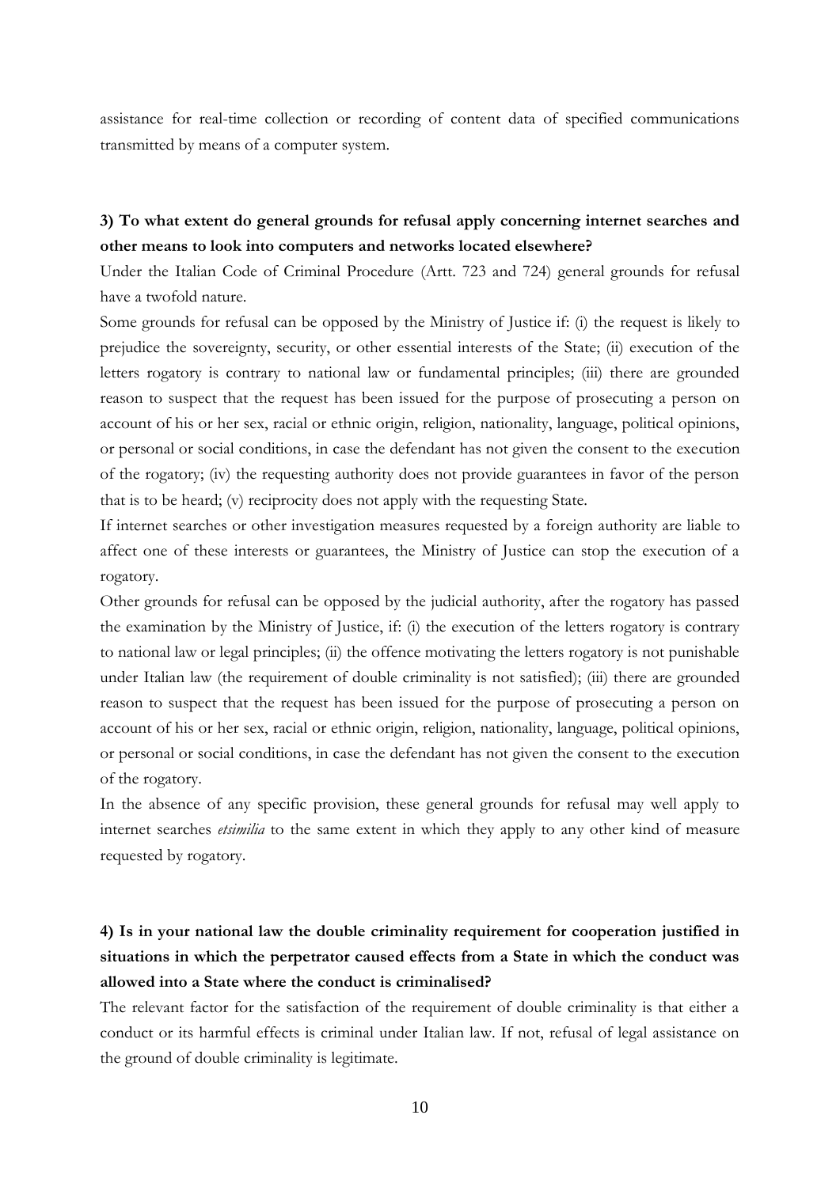assistance for real-time collection or recording of content data of specified communications transmitted by means of a computer system.

**3) To what extent do general grounds for refusal apply concerning internet searches and other means to look into computers and networks located elsewhere?**

Under the Italian Code of Criminal Procedure (Artt. 723 and 724) general grounds for refusal have a twofold nature.

Some grounds for refusal can be opposed by the Ministry of Justice if: (i) the request is likely to prejudice the sovereignty, security, or other essential interests of the State; (ii) execution of the letters rogatory is contrary to national law or fundamental principles; (iii) there are grounded reason to suspect that the request has been issued for the purpose of prosecuting a person on account of his or her sex, racial or ethnic origin, religion, nationality, language, political opinions, or personal or social conditions, in case the defendant has not given the consent to the execution of the rogatory; (iv) the requesting authority does not provide guarantees in favor of the person that is to be heard; (v) reciprocity does not apply with the requesting State.

If internet searches or other investigation measures requested by a foreign authority are liable to affect one of these interests or guarantees, the Ministry of Justice can stop the execution of a rogatory.

Other grounds for refusal can be opposed by the judicial authority, after the rogatory has passed the examination by the Ministry of Justice, if: (i) the execution of the letters rogatory is contrary to national law or legal principles; (ii) the offence motivating the letters rogatory is not punishable under Italian law (the requirement of double criminality is not satisfied); (iii) there are grounded reason to suspect that the request has been issued for the purpose of prosecuting a person on account of his or her sex, racial or ethnic origin, religion, nationality, language, political opinions, or personal or social conditions, in case the defendant has not given the consent to the execution of the rogatory.

In the absence of any specific provision, these general grounds for refusal may well apply to internet searches *etsimilia* to the same extent in which they apply to any other kind of measure requested by rogatory.

**4) Is in your national law the double criminality requirement for cooperation justified in situations in which the perpetrator caused effects from a State in which the conduct was allowed into a State where the conduct is criminalised?**

The relevant factor for the satisfaction of the requirement of double criminality is that either a conduct or its harmful effects is criminal under Italian law. If not, refusal of legal assistance on the ground of double criminality is legitimate.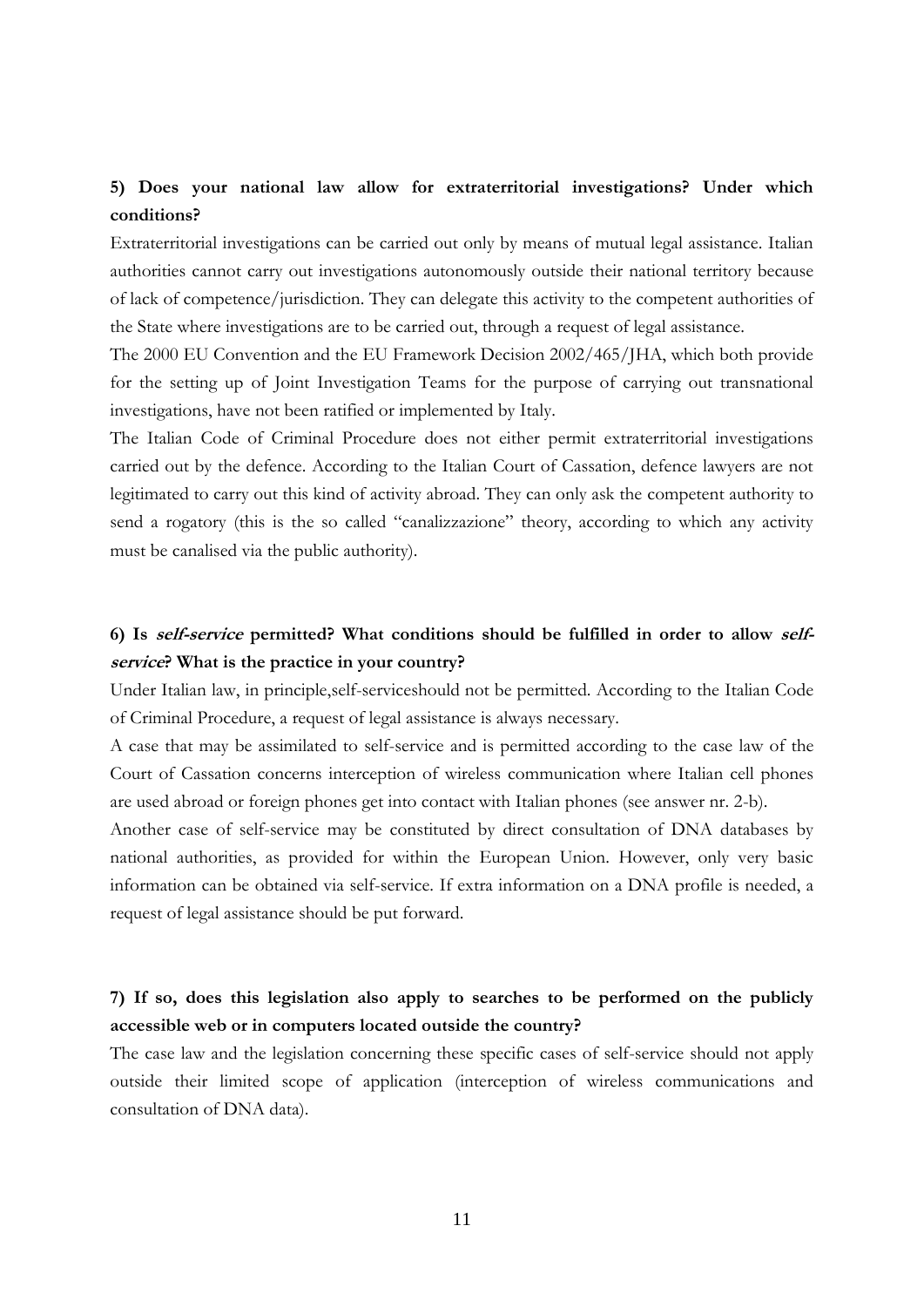**5) Does your national law allow for extraterritorial investigations? Under which conditions?**

Extraterritorial investigations can be carried out only by means of mutual legal assistance. Italian authorities cannot carry out investigations autonomously outside their national territory because of lack of competence/jurisdiction. They can delegate this activity to the competent authorities of the State where investigations are to be carried out, through a request of legal assistance.

The 2000 EU Convention and the EU Framework Decision 2002/465/JHA, which both provide for the setting up of Joint Investigation Teams for the purpose of carrying out transnational investigations, have not been ratified or implemented by Italy.

The Italian Code of Criminal Procedure does not either permit extraterritorial investigations carried out by the defence. According to the Italian Court of Cassation, defence lawyers are not legitimated to carry out this kind of activity abroad. They can only ask the competent authority to send a rogatory (this is the so called "canalizzazione" theory, according to which any activity must be canalised via the public authority).

**6) Is *self-service* permitted? What conditions should be fulfilled in order to allow *self-service*? What is the practice in your country?**

Under Italian law, in principle,self-serviceshould not be permitted. According to the Italian Code of Criminal Procedure, a request of legal assistance is always necessary.

A case that may be assimilated to self-service and is permitted according to the case law of the Court of Cassation concerns interception of wireless communication where Italian cell phones are used abroad or foreign phones get into contact with Italian phones (see answer nr. 2-b).

Another case of self-service may be constituted by direct consultation of DNA databases by national authorities, as provided for within the European Union. However, only very basic information can be obtained via self-service. If extra information on a DNA profile is needed, a request of legal assistance should be put forward.

**7) If so, does this legislation also apply to searches to be performed on the publicly accessible web or in computers located outside the country?**

The case law and the legislation concerning these specific cases of self-service should not apply outside their limited scope of application (interception of wireless communications and consultation of DNA data).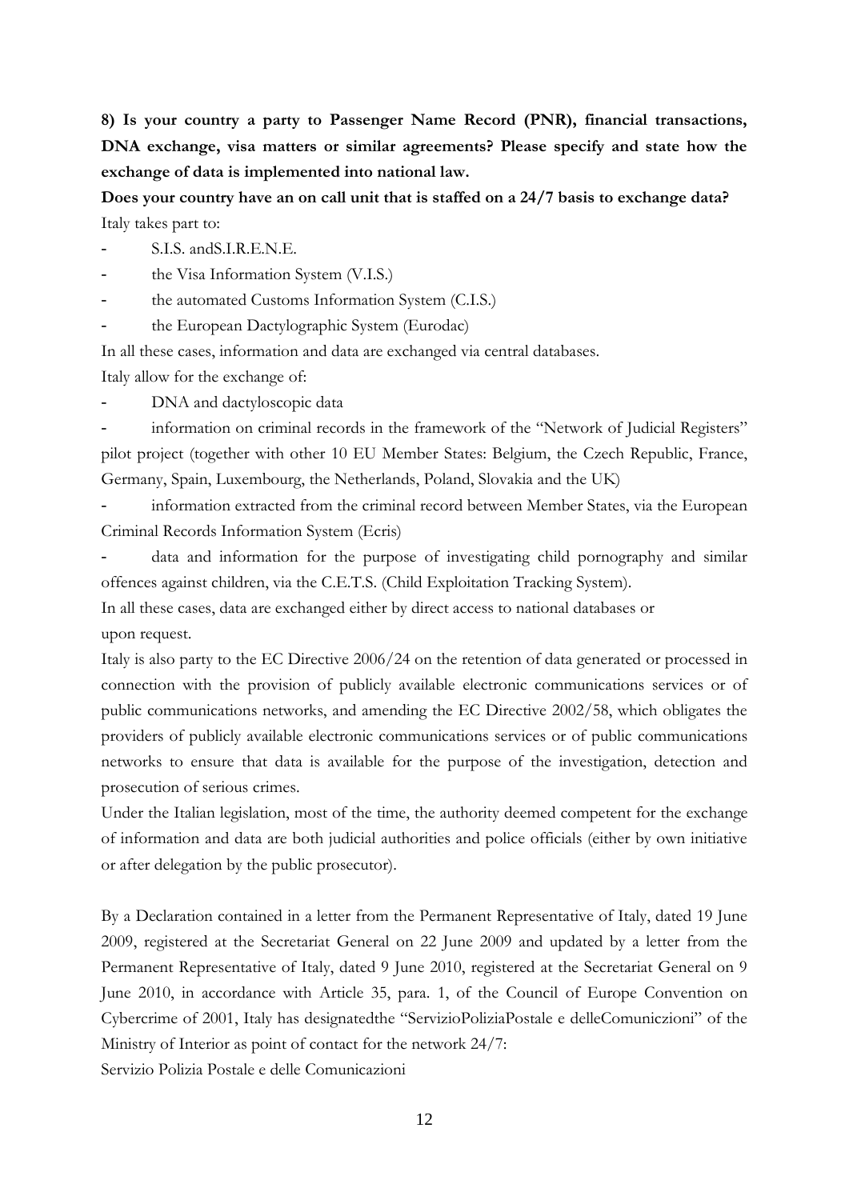**8) Is your country a party to Passenger Name Record (PNR), financial transactions, DNA exchange, visa matters or similar agreements? Please specify and state how the exchange of data is implemented into national law.**

**Does your country have an on call unit that is staffed on a 24/7 basis to exchange data?**

Italy takes part to:

- S.I.S. andS.I.R.E.N.E.
- the Visa Information System (V.I.S.)
- the automated Customs Information System (C.I.S.)
- the European Dactylographic System (Eurodac)

In all these cases, information and data are exchanged via central databases.

Italy allow for the exchange of:

- DNA and dactyloscopic data
- information on criminal records in the framework of the "Network of Judicial Registers" pilot project (together with other 10 EU Member States: Belgium, the Czech Republic, France, Germany, Spain, Luxembourg, the Netherlands, Poland, Slovakia and the UK)
- information extracted from the criminal record between Member States, via the European Criminal Records Information System (Ecris)
- data and information for the purpose of investigating child pornography and similar offences against children, via the C.E.T.S. (Child Exploitation Tracking System).

In all these cases, data are exchanged either by direct access to national databases or upon request.

Italy is also party to the EC Directive 2006/24 on the retention of data generated or processed in connection with the provision of publicly available electronic communications services or of public communications networks, and amending the EC Directive 2002/58, which obligates the providers of publicly available electronic communications services or of public communications networks to ensure that data is available for the purpose of the investigation, detection and prosecution of serious crimes.

Under the Italian legislation, most of the time, the authority deemed competent for the exchange of information and data are both judicial authorities and police officials (either by own initiative or after delegation by the public prosecutor).

By a Declaration contained in a letter from the Permanent Representative of Italy, dated 19 June 2009, registered at the Secretariat General on 22 June 2009 and updated by a letter from the Permanent Representative of Italy, dated 9 June 2010, registered at the Secretariat General on 9 June 2010, in accordance with Article 35, para. 1, of the Council of Europe Convention on Cybercrime of 2001, Italy has designatedthe "ServizioPoliziaPostale e delleComuniczioni" of the Ministry of Interior as point of contact for the network 24/7:

Servizio Polizia Postale e delle Comunicazioni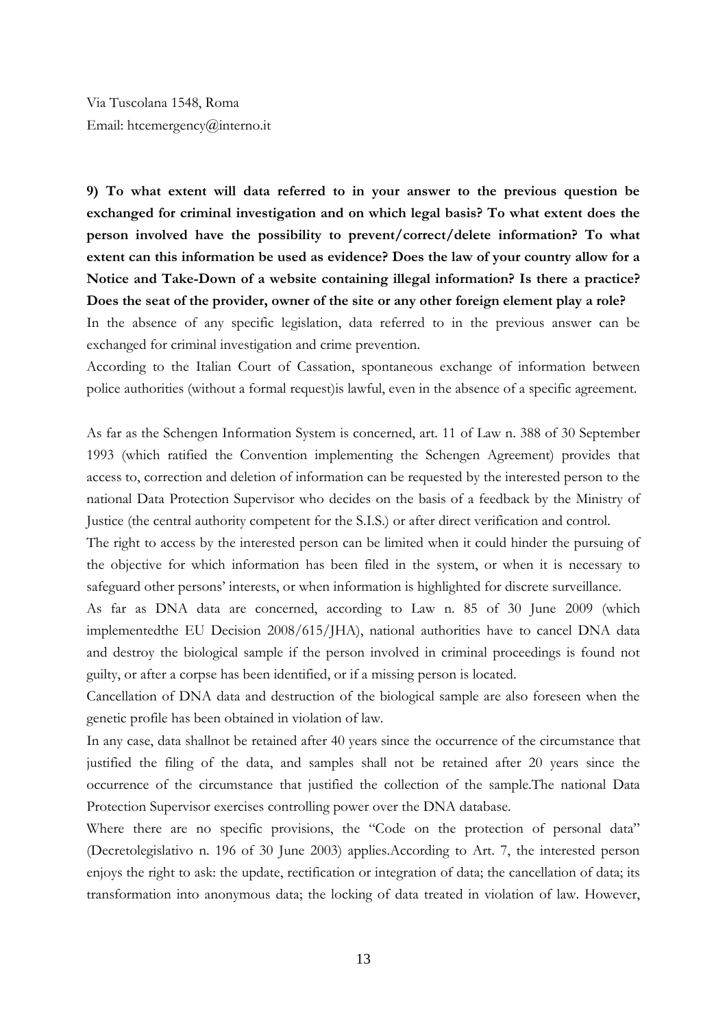Via Tuscolana 1548, Roma
Email: htcemergency@interno.it

**9) To what extent will data referred to in your answer to the previous question be exchanged for criminal investigation and on which legal basis? To what extent does the person involved have the possibility to prevent/correct/delete information? To what extent can this information be used as evidence? Does the law of your country allow for a Notice and Take-Down of a website containing illegal information? Is there a practice? Does the seat of the provider, owner of the site or any other foreign element play a role?**

In the absence of any specific legislation, data referred to in the previous answer can be exchanged for criminal investigation and crime prevention.

According to the Italian Court of Cassation, spontaneous exchange of information between police authorities (without a formal request)is lawful, even in the absence of a specific agreement.

As far as the Schengen Information System is concerned, art. 11 of Law n. 388 of 30 September 1993 (which ratified the Convention implementing the Schengen Agreement) provides that access to, correction and deletion of information can be requested by the interested person to the national Data Protection Supervisor who decides on the basis of a feedback by the Ministry of Justice (the central authority competent for the S.I.S.) or after direct verification and control.

The right to access by the interested person can be limited when it could hinder the pursuing of the objective for which information has been filed in the system, or when it is necessary to safeguard other persons' interests, or when information is highlighted for discrete surveillance.

As far as DNA data are concerned, according to Law n. 85 of 30 June 2009 (which implementedthe EU Decision 2008/615/JHA), national authorities have to cancel DNA data and destroy the biological sample if the person involved in criminal proceedings is found not guilty, or after a corpse has been identified, or if a missing person is located.

Cancellation of DNA data and destruction of the biological sample are also foreseen when the genetic profile has been obtained in violation of law.

In any case, data shallnot be retained after 40 years since the occurrence of the circumstance that justified the filing of the data, and samples shall not be retained after 20 years since the occurrence of the circumstance that justified the collection of the sample.The national Data Protection Supervisor exercises controlling power over the DNA database.

Where there are no specific provisions, the "Code on the protection of personal data" (Decretolegislativo n. 196 of 30 June 2003) applies.According to Art. 7, the interested person enjoys the right to ask: the update, rectification or integration of data; the cancellation of data; its transformation into anonymous data; the locking of data treated in violation of law. However,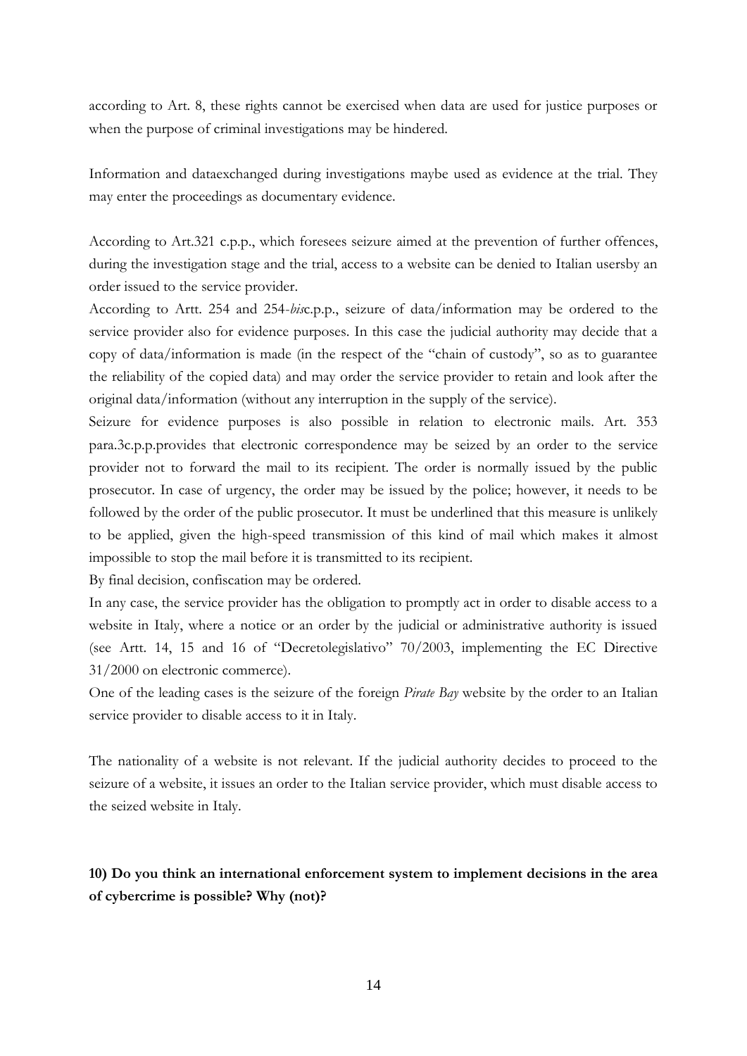according to Art. 8, these rights cannot be exercised when data are used for justice purposes or when the purpose of criminal investigations may be hindered.

Information and dataexchanged during investigations maybe used as evidence at the trial. They may enter the proceedings as documentary evidence.

According to Art.321 c.p.p., which foresees seizure aimed at the prevention of further offences, during the investigation stage and the trial, access to a website can be denied to Italian usersby an order issued to the service provider.

According to Artt. 254 and 254-*bis*c.p.p., seizure of data/information may be ordered to the service provider also for evidence purposes. In this case the judicial authority may decide that a copy of data/information is made (in the respect of the "chain of custody", so as to guarantee the reliability of the copied data) and may order the service provider to retain and look after the original data/information (without any interruption in the supply of the service).

Seizure for evidence purposes is also possible in relation to electronic mails. Art. 353 para.3c.p.p.provides that electronic correspondence may be seized by an order to the service provider not to forward the mail to its recipient. The order is normally issued by the public prosecutor. In case of urgency, the order may be issued by the police; however, it needs to be followed by the order of the public prosecutor. It must be underlined that this measure is unlikely to be applied, given the high-speed transmission of this kind of mail which makes it almost impossible to stop the mail before it is transmitted to its recipient.

By final decision, confiscation may be ordered.

In any case, the service provider has the obligation to promptly act in order to disable access to a website in Italy, where a notice or an order by the judicial or administrative authority is issued (see Artt. 14, 15 and 16 of "Decretolegislativo" 70/2003, implementing the EC Directive 31/2000 on electronic commerce).

One of the leading cases is the seizure of the foreign *Pirate Bay* website by the order to an Italian service provider to disable access to it in Italy.

The nationality of a website is not relevant. If the judicial authority decides to proceed to the seizure of a website, it issues an order to the Italian service provider, which must disable access to the seized website in Italy.

**10) Do you think an international enforcement system to implement decisions in the area of cybercrime is possible? Why (not)?**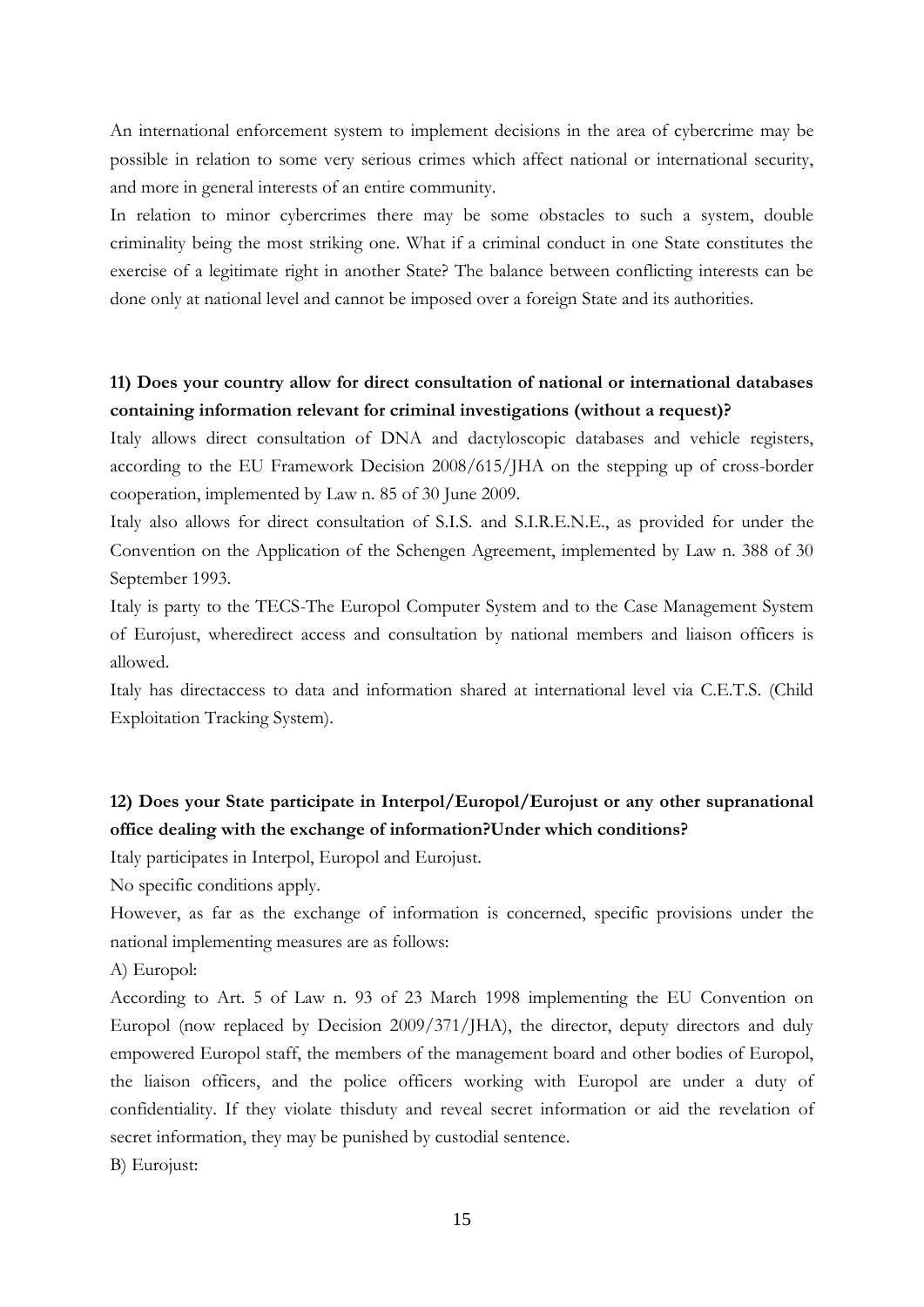An international enforcement system to implement decisions in the area of cybercrime may be possible in relation to some very serious crimes which affect national or international security, and more in general interests of an entire community.

In relation to minor cybercrimes there may be some obstacles to such a system, double criminality being the most striking one. What if a criminal conduct in one State constitutes the exercise of a legitimate right in another State? The balance between conflicting interests can be done only at national level and cannot be imposed over a foreign State and its authorities.

**11) Does your country allow for direct consultation of national or international databases containing information relevant for criminal investigations (without a request)?**

Italy allows direct consultation of DNA and dactyloscopic databases and vehicle registers, according to the EU Framework Decision 2008/615/JHA on the stepping up of cross-border cooperation, implemented by Law n. 85 of 30 June 2009.

Italy also allows for direct consultation of S.I.S. and S.I.R.E.N.E., as provided for under the Convention on the Application of the Schengen Agreement, implemented by Law n. 388 of 30 September 1993.

Italy is party to the TECS-The Europol Computer System and to the Case Management System of Eurojust, wheredirect access and consultation by national members and liaison officers is allowed.

Italy has directaccess to data and information shared at international level via C.E.T.S. (Child Exploitation Tracking System).

**12) Does your State participate in Interpol/Europol/Eurojust or any other supranational office dealing with the exchange of information?Under which conditions?**

Italy participates in Interpol, Europol and Eurojust.

No specific conditions apply.

However, as far as the exchange of information is concerned, specific provisions under the national implementing measures are as follows:

A) Europol:

According to Art. 5 of Law n. 93 of 23 March 1998 implementing the EU Convention on Europol (now replaced by Decision 2009/371/JHA), the director, deputy directors and duly empowered Europol staff, the members of the management board and other bodies of Europol, the liaison officers, and the police officers working with Europol are under a duty of confidentiality. If they violate thisduty and reveal secret information or aid the revelation of secret information, they may be punished by custodial sentence.

B) Eurojust: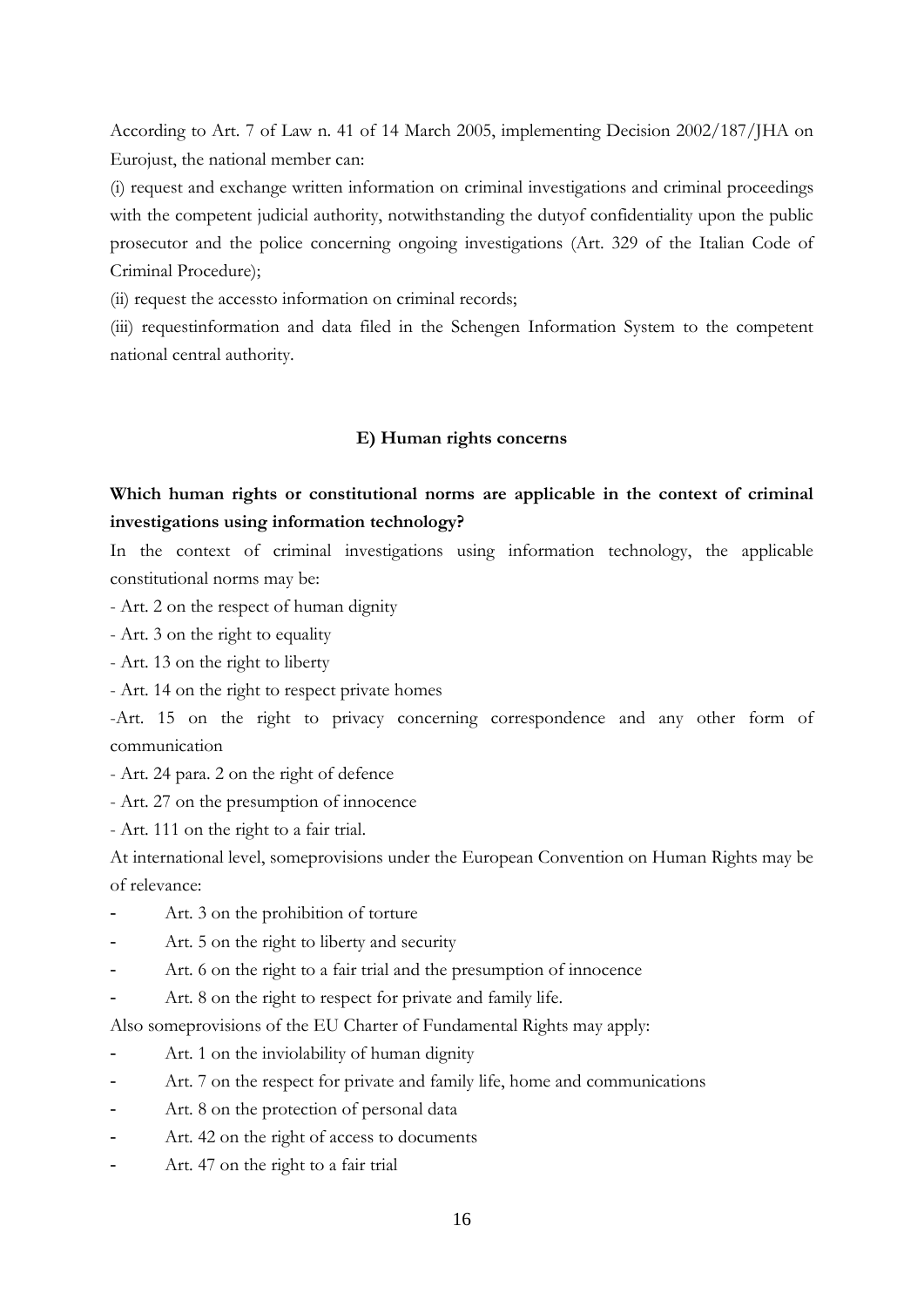According to Art. 7 of Law n. 41 of 14 March 2005, implementing Decision 2002/187/JHA on Eurojust, the national member can:

(i) request and exchange written information on criminal investigations and criminal proceedings with the competent judicial authority, notwithstanding the dutyof confidentiality upon the public prosecutor and the police concerning ongoing investigations (Art. 329 of the Italian Code of Criminal Procedure);

(ii) request the accessto information on criminal records;

(iii) requestinformation and data filed in the Schengen Information System to the competent national central authority.

### E) Human rights concerns

**Which human rights or constitutional norms are applicable in the context of criminal investigations using information technology?**

In the context of criminal investigations using information technology, the applicable constitutional norms may be:

- Art. 2 on the respect of human dignity
- Art. 3 on the right to equality
- Art. 13 on the right to liberty
- Art. 14 on the right to respect private homes
- Art. 15 on the right to privacy concerning correspondence and any other form of communication
- Art. 24 para. 2 on the right of defence
- Art. 27 on the presumption of innocence
- Art. 111 on the right to a fair trial.

At international level, someprovisions under the European Convention on Human Rights may be of relevance:

- Art. 3 on the prohibition of torture
- Art. 5 on the right to liberty and security
- Art. 6 on the right to a fair trial and the presumption of innocence
- Art. 8 on the right to respect for private and family life.

Also someprovisions of the EU Charter of Fundamental Rights may apply:

- Art. 1 on the inviolability of human dignity
- Art. 7 on the respect for private and family life, home and communications
- Art. 8 on the protection of personal data
- Art. 42 on the right of access to documents
- Art. 47 on the right to a fair trial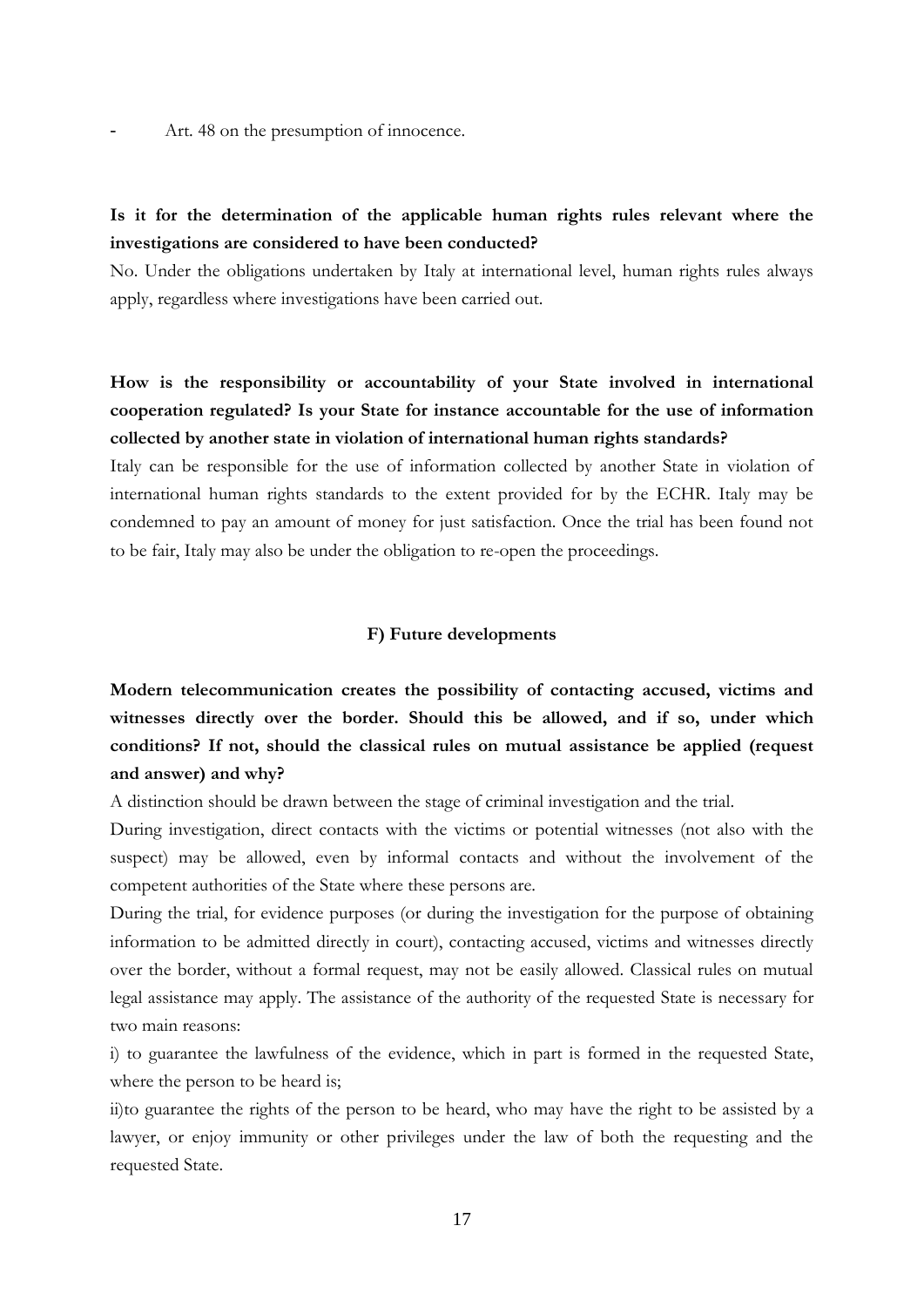- Art. 48 on the presumption of innocence.

**Is it for the determination of the applicable human rights rules relevant where the investigations are considered to have been conducted?**

No. Under the obligations undertaken by Italy at international level, human rights rules always apply, regardless where investigations have been carried out.

**How is the responsibility or accountability of your State involved in international cooperation regulated? Is your State for instance accountable for the use of information collected by another state in violation of international human rights standards?**

Italy can be responsible for the use of information collected by another State in violation of international human rights standards to the extent provided for by the ECHR. Italy may be condemned to pay an amount of money for just satisfaction. Once the trial has been found not to be fair, Italy may also be under the obligation to re-open the proceedings.

## F) Future developments

**Modern telecommunication creates the possibility of contacting accused, victims and witnesses directly over the border. Should this be allowed, and if so, under which conditions? If not, should the classical rules on mutual assistance be applied (request and answer) and why?**

A distinction should be drawn between the stage of criminal investigation and the trial.

During investigation, direct contacts with the victims or potential witnesses (not also with the suspect) may be allowed, even by informal contacts and without the involvement of the competent authorities of the State where these persons are.

During the trial, for evidence purposes (or during the investigation for the purpose of obtaining information to be admitted directly in court), contacting accused, victims and witnesses directly over the border, without a formal request, may not be easily allowed. Classical rules on mutual legal assistance may apply. The assistance of the authority of the requested State is necessary for two main reasons:

i) to guarantee the lawfulness of the evidence, which in part is formed in the requested State, where the person to be heard is;

ii)to guarantee the rights of the person to be heard, who may have the right to be assisted by a lawyer, or enjoy immunity or other privileges under the law of both the requesting and the requested State.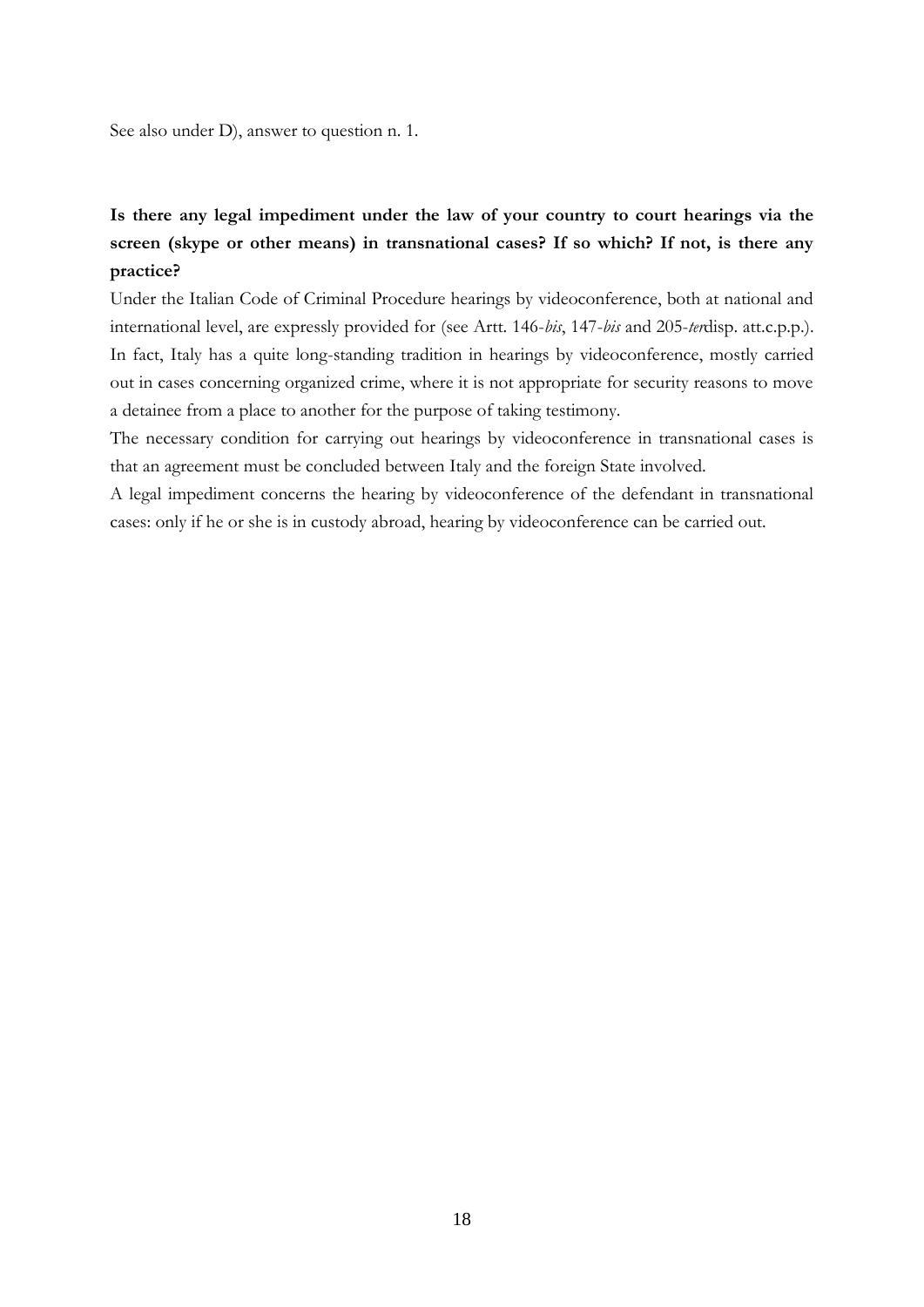See also under D), answer to question n. 1.

**Is there any legal impediment under the law of your country to court hearings via the screen (skype or other means) in transnational cases? If so which? If not, is there any practice?**

Under the Italian Code of Criminal Procedure hearings by videoconference, both at national and international level, are expressly provided for (see Artt. 146-*bis*, 147-*bis* and 205-*ter*disp. att.c.p.p.). In fact, Italy has a quite long-standing tradition in hearings by videoconference, mostly carried out in cases concerning organized crime, where it is not appropriate for security reasons to move a detainee from a place to another for the purpose of taking testimony.

The necessary condition for carrying out hearings by videoconference in transnational cases is that an agreement must be concluded between Italy and the foreign State involved.

A legal impediment concerns the hearing by videoconference of the defendant in transnational cases: only if he or she is in custody abroad, hearing by videoconference can be carried out.